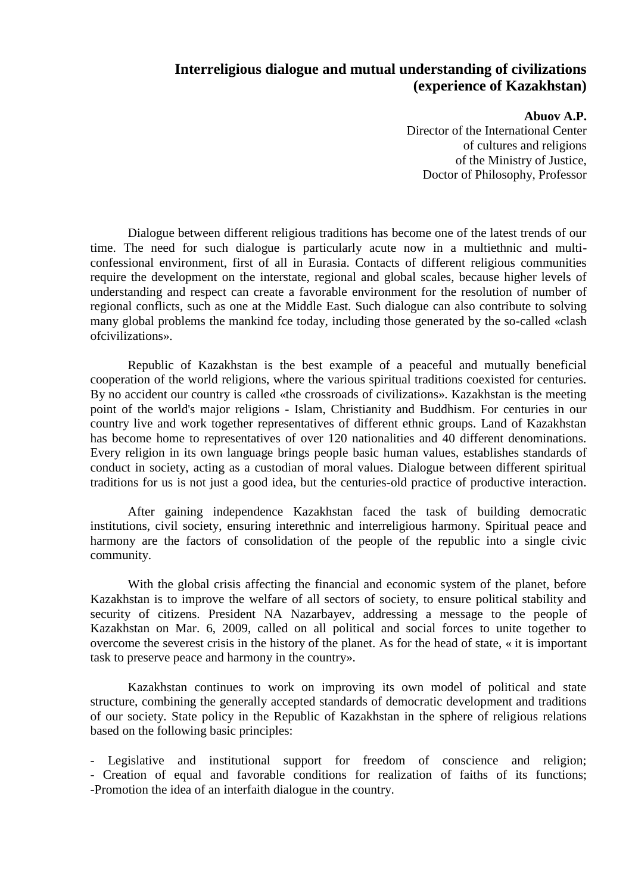## Interreligious dialogue and mutual understanding of civilizations (experience of Kazakhstan)

**Abuov A.P.**
Director of the International Center
of cultures and religions
of the Ministry of Justice,
Doctor of Philosophy, Professor

Dialogue between different religious traditions has become one of the latest trends of our time. The need for such dialogue is particularly acute now in a multiethnic and multi-confessional environment, first of all in Eurasia. Contacts of different religious communities require the development on the interstate, regional and global scales, because higher levels of understanding and respect can create a favorable environment for the resolution of number of regional conflicts, such as one at the Middle East. Such dialogue can also contribute to solving many global problems the mankind fce today, including those generated by the so-called «clash ofcivilizations».

Republic of Kazakhstan is the best example of a peaceful and mutually beneficial cooperation of the world religions, where the various spiritual traditions coexisted for centuries. By no accident our country is called «the crossroads of civilizations». Kazakhstan is the meeting point of the world's major religions - Islam, Christianity and Buddhism. For centuries in our country live and work together representatives of different ethnic groups. Land of Kazakhstan has become home to representatives of over 120 nationalities and 40 different denominations. Every religion in its own language brings people basic human values, establishes standards of conduct in society, acting as a custodian of moral values. Dialogue between different spiritual traditions for us is not just a good idea, but the centuries-old practice of productive interaction.

After gaining independence Kazakhstan faced the task of building democratic institutions, civil society, ensuring interethnic and interreligious harmony. Spiritual peace and harmony are the factors of consolidation of the people of the republic into a single civic community.

With the global crisis affecting the financial and economic system of the planet, before Kazakhstan is to improve the welfare of all sectors of society, to ensure political stability and security of citizens. President NA Nazarbayev, addressing a message to the people of Kazakhstan on Mar. 6, 2009, called on all political and social forces to unite together to overcome the severest crisis in the history of the planet. As for the head of state, « it is important task to preserve peace and harmony in the country».

Kazakhstan continues to work on improving its own model of political and state structure, combining the generally accepted standards of democratic development and traditions of our society. State policy in the Republic of Kazakhstan in the sphere of religious relations based on the following basic principles:

- Legislative and institutional support for freedom of conscience and religion;
- Creation of equal and favorable conditions for realization of faiths of its functions;
- Promotion the idea of an interfaith dialogue in the country.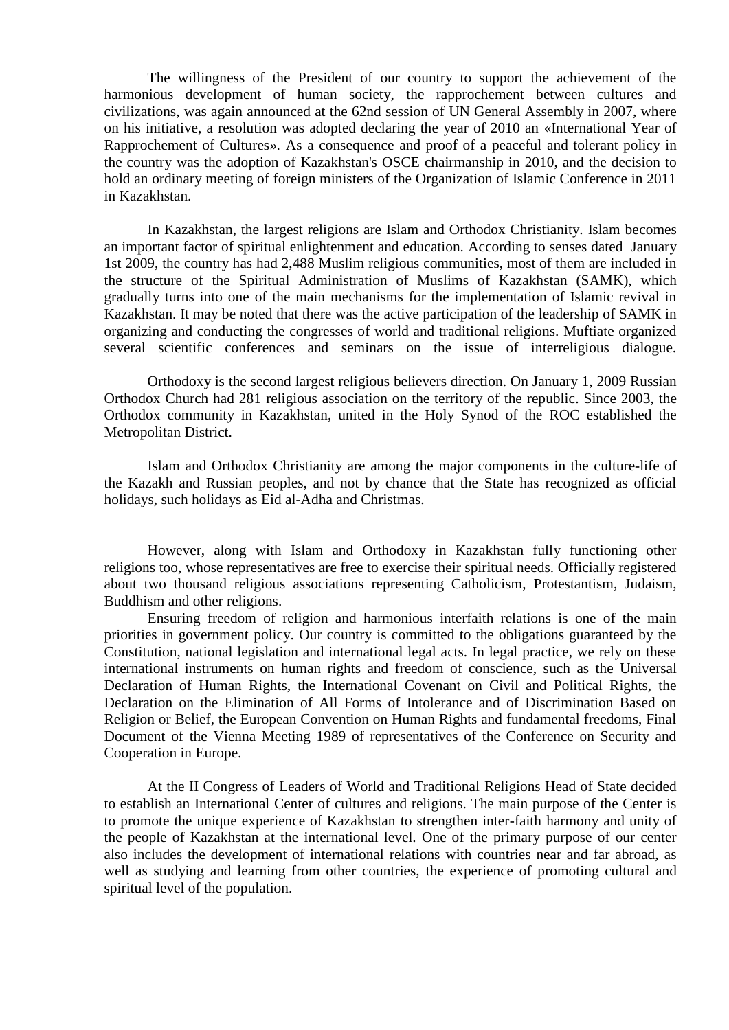The willingness of the President of our country to support the achievement of the harmonious development of human society, the rapprochement between cultures and civilizations, was again announced at the 62nd session of UN General Assembly in 2007, where on his initiative, a resolution was adopted declaring the year of 2010 an «International Year of Rapprochement of Cultures». As a consequence and proof of a peaceful and tolerant policy in the country was the adoption of Kazakhstan's OSCE chairmanship in 2010, and the decision to hold an ordinary meeting of foreign ministers of the Organization of Islamic Conference in 2011 in Kazakhstan.

In Kazakhstan, the largest religions are Islam and Orthodox Christianity. Islam becomes an important factor of spiritual enlightenment and education. According to senses dated January 1st 2009, the country has had 2,488 Muslim religious communities, most of them are included in the structure of the Spiritual Administration of Muslims of Kazakhstan (SAMK), which gradually turns into one of the main mechanisms for the implementation of Islamic revival in Kazakhstan. It may be noted that there was the active participation of the leadership of SAMK in organizing and conducting the congresses of world and traditional religions. Muftiate organized several scientific conferences and seminars on the issue of interreligious dialogue.

Orthodoxy is the second largest religious believers direction. On January 1, 2009 Russian Orthodox Church had 281 religious association on the territory of the republic. Since 2003, the Orthodox community in Kazakhstan, united in the Holy Synod of the ROC established the Metropolitan District.

Islam and Orthodox Christianity are among the major components in the culture-life of the Kazakh and Russian peoples, and not by chance that the State has recognized as official holidays, such holidays as Eid al-Adha and Christmas.

However, along with Islam and Orthodoxy in Kazakhstan fully functioning other religions too, whose representatives are free to exercise their spiritual needs. Officially registered about two thousand religious associations representing Catholicism, Protestantism, Judaism, Buddhism and other religions.

Ensuring freedom of religion and harmonious interfaith relations is one of the main priorities in government policy. Our country is committed to the obligations guaranteed by the Constitution, national legislation and international legal acts. In legal practice, we rely on these international instruments on human rights and freedom of conscience, such as the Universal Declaration of Human Rights, the International Covenant on Civil and Political Rights, the Declaration on the Elimination of All Forms of Intolerance and of Discrimination Based on Religion or Belief, the European Convention on Human Rights and fundamental freedoms, Final Document of the Vienna Meeting 1989 of representatives of the Conference on Security and Cooperation in Europe.

At the II Congress of Leaders of World and Traditional Religions Head of State decided to establish an International Center of cultures and religions. The main purpose of the Center is to promote the unique experience of Kazakhstan to strengthen inter-faith harmony and unity of the people of Kazakhstan at the international level. One of the primary purpose of our center also includes the development of international relations with countries near and far abroad, as well as studying and learning from other countries, the experience of promoting cultural and spiritual level of the population.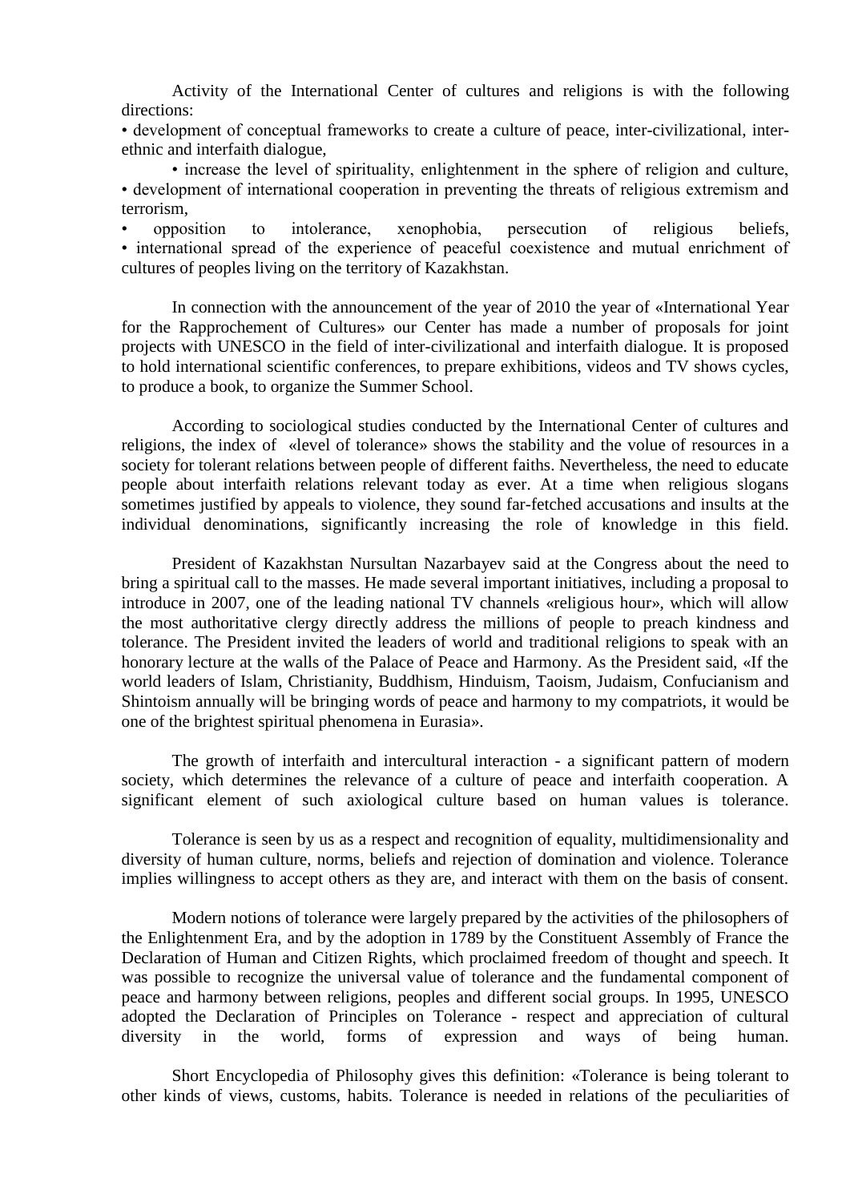Activity of the International Center of cultures and religions is with the following directions:

- development of conceptual frameworks to create a culture of peace, inter-civilizational, inter-ethnic and interfaith dialogue,
- increase the level of spirituality, enlightenment in the sphere of religion and culture,
- development of international cooperation in preventing the threats of religious extremism and terrorism,
- opposition to intolerance, xenophobia, persecution of religious beliefs,
- international spread of the experience of peaceful coexistence and mutual enrichment of cultures of peoples living on the territory of Kazakhstan.

In connection with the announcement of the year of 2010 the year of «International Year for the Rapprochement of Cultures» our Center has made a number of proposals for joint projects with UNESCO in the field of inter-civilizational and interfaith dialogue. It is proposed to hold international scientific conferences, to prepare exhibitions, videos and TV shows cycles, to produce a book, to organize the Summer School.

According to sociological studies conducted by the International Center of cultures and religions, the index of «level of tolerance» shows the stability and the volue of resources in a society for tolerant relations between people of different faiths. Nevertheless, the need to educate people about interfaith relations relevant today as ever. At a time when religious slogans sometimes justified by appeals to violence, they sound far-fetched accusations and insults at the individual denominations, significantly increasing the role of knowledge in this field.

President of Kazakhstan Nursultan Nazarbayev said at the Congress about the need to bring a spiritual call to the masses. He made several important initiatives, including a proposal to introduce in 2007, one of the leading national TV channels «religious hour», which will allow the most authoritative clergy directly address the millions of people to preach kindness and tolerance. The President invited the leaders of world and traditional religions to speak with an honorary lecture at the walls of the Palace of Peace and Harmony. As the President said, «If the world leaders of Islam, Christianity, Buddhism, Hinduism, Taoism, Judaism, Confucianism and Shintoism annually will be bringing words of peace and harmony to my compatriots, it would be one of the brightest spiritual phenomena in Eurasia».

The growth of interfaith and intercultural interaction - a significant pattern of modern society, which determines the relevance of a culture of peace and interfaith cooperation. A significant element of such axiological culture based on human values is tolerance.

Tolerance is seen by us as a respect and recognition of equality, multidimensionality and diversity of human culture, norms, beliefs and rejection of domination and violence. Tolerance implies willingness to accept others as they are, and interact with them on the basis of consent.

Modern notions of tolerance were largely prepared by the activities of the philosophers of the Enlightenment Era, and by the adoption in 1789 by the Constituent Assembly of France the Declaration of Human and Citizen Rights, which proclaimed freedom of thought and speech. It was possible to recognize the universal value of tolerance and the fundamental component of peace and harmony between religions, peoples and different social groups. In 1995, UNESCO adopted the Declaration of Principles on Tolerance - respect and appreciation of cultural diversity in the world, forms of expression and ways of being human.

Short Encyclopedia of Philosophy gives this definition: «Tolerance is being tolerant to other kinds of views, customs, habits. Tolerance is needed in relations of the peculiarities of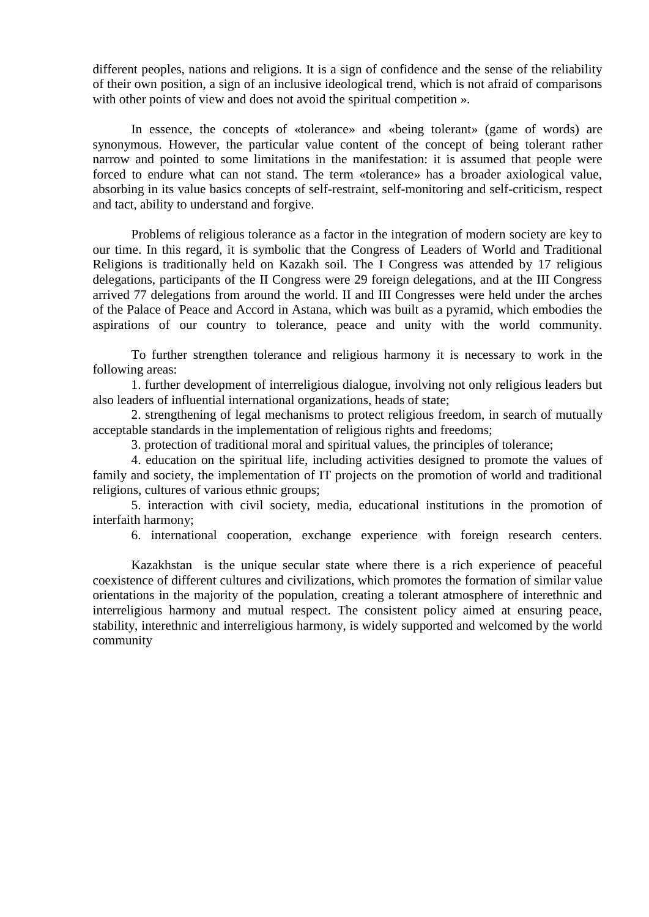different peoples, nations and religions. It is a sign of confidence and the sense of the reliability of their own position, a sign of an inclusive ideological trend, which is not afraid of comparisons with other points of view and does not avoid the spiritual competition ».

In essence, the concepts of «tolerance» and «being tolerant» (game of words) are synonymous. However, the particular value content of the concept of being tolerant rather narrow and pointed to some limitations in the manifestation: it is assumed that people were forced to endure what can not stand. The term «tolerance» has a broader axiological value, absorbing in its value basics concepts of self-restraint, self-monitoring and self-criticism, respect and tact, ability to understand and forgive.

Problems of religious tolerance as a factor in the integration of modern society are key to our time. In this regard, it is symbolic that the Congress of Leaders of World and Traditional Religions is traditionally held on Kazakh soil. The I Congress was attended by 17 religious delegations, participants of the II Congress were 29 foreign delegations, and at the III Congress arrived 77 delegations from around the world. II and III Congresses were held under the arches of the Palace of Peace and Accord in Astana, which was built as a pyramid, which embodies the aspirations of our country to tolerance, peace and unity with the world community.

To further strengthen tolerance and religious harmony it is necessary to work in the following areas:

1. further development of interreligious dialogue, involving not only religious leaders but also leaders of influential international organizations, heads of state;
2. strengthening of legal mechanisms to protect religious freedom, in search of mutually acceptable standards in the implementation of religious rights and freedoms;
3. protection of traditional moral and spiritual values, the principles of tolerance;
4. education on the spiritual life, including activities designed to promote the values of family and society, the implementation of IT projects on the promotion of world and traditional religions, cultures of various ethnic groups;
5. interaction with civil society, media, educational institutions in the promotion of interfaith harmony;
6. international cooperation, exchange experience with foreign research centers.

Kazakhstan is the unique secular state where there is a rich experience of peaceful coexistence of different cultures and civilizations, which promotes the formation of similar value orientations in the majority of the population, creating a tolerant atmosphere of interethnic and interreligious harmony and mutual respect. The consistent policy aimed at ensuring peace, stability, interethnic and interreligious harmony, is widely supported and welcomed by the world community